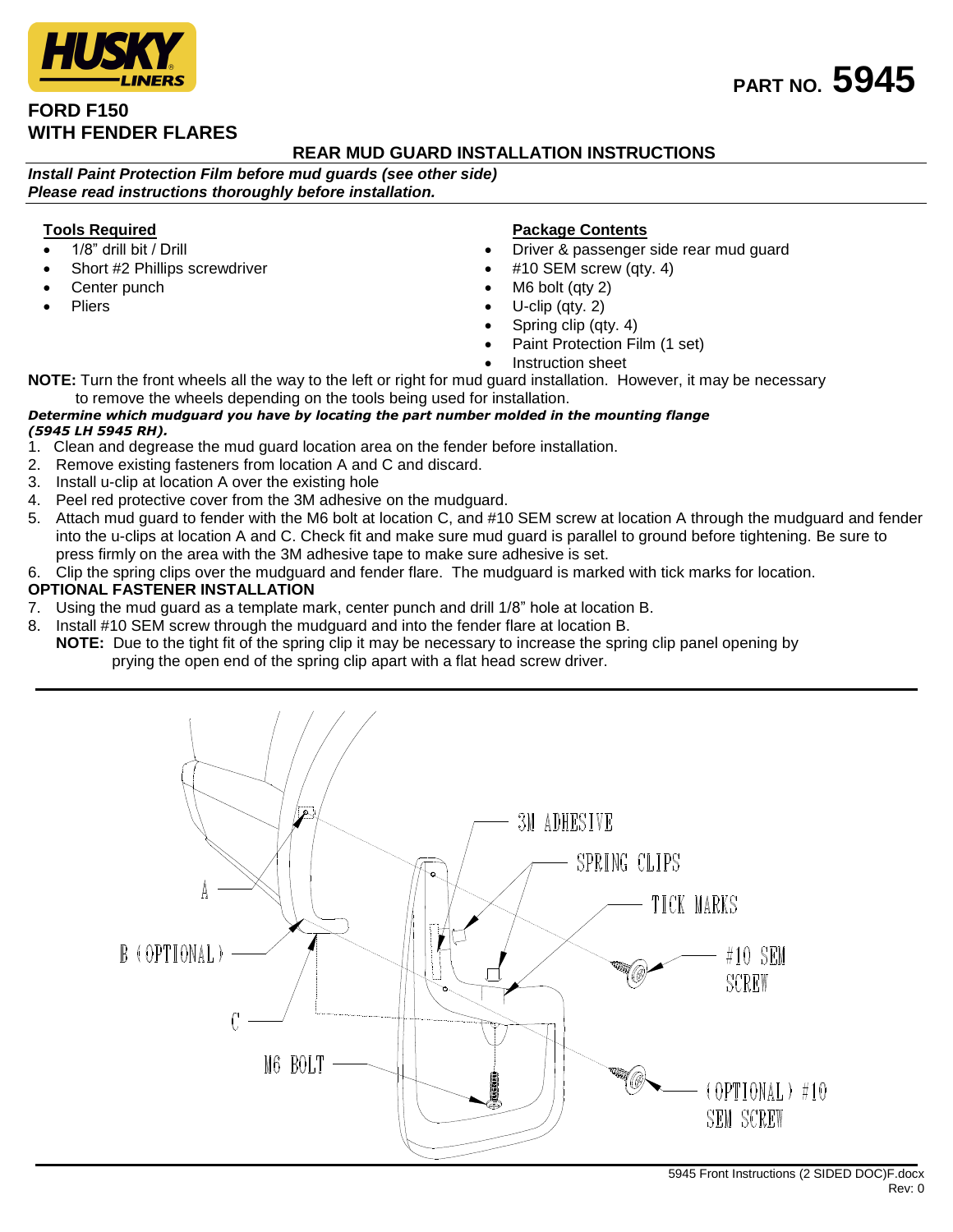**HUSKY LINERS**

**PART NO. 5945**

# FORD F150 WITH FENDER FLARES

## REAR MUD GUARD INSTALLATION INSTRUCTIONS

***Install Paint Protection Film before mud guards (see other side)***
***Please read instructions thoroughly before installation.***

**Tools Required**

- 1/8" drill bit / Drill
- Short #2 Phillips screwdriver
- Center punch
- Pliers

**Package Contents**

- Driver & passenger side rear mud guard
- #10 SEM screw (qty. 4)
- M6 bolt (qty 2)
- U-clip (qty. 2)
- Spring clip (qty. 4)
- Paint Protection Film (1 set)
- Instruction sheet

**NOTE:** Turn the front wheels all the way to the left or right for mud guard installation. However, it may be necessary to remove the wheels depending on the tools being used for installation.

***Determine which mudguard you have by locating the part number molded in the mounting flange (5945 LH 5945 RH).***

1. Clean and degrease the mud guard location area on the fender before installation.
2. Remove existing fasteners from location A and C and discard.
3. Install u-clip at location A over the existing hole
4. Peel red protective cover from the 3M adhesive on the mudguard.
5. Attach mud guard to fender with the M6 bolt at location C, and #10 SEM screw at location A through the mudguard and fender into the u-clips at location A and C. Check fit and make sure mud guard is parallel to ground before tightening. Be sure to press firmly on the area with the 3M adhesive tape to make sure adhesive is set.
6. Clip the spring clips over the mudguard and fender flare. The mudguard is marked with tick marks for location.

**OPTIONAL FASTENER INSTALLATION**

7. Using the mud guard as a template mark, center punch and drill 1/8" hole at location B.
8. Install #10 SEM screw through the mudguard and into the fender flare at location B.
   **NOTE:** Due to the tight fit of the spring clip it may be necessary to increase the spring clip panel opening by prying the open end of the spring clip apart with a flat head screw driver.

A
B (OPTIONAL)
C
M6 BOLT
3M ADHESIVE
SPRING CLIPS
TICK MARKS
#10 SEM SCREW
(OPTIONAL) #10 SEM SCREW

5945 Front Instructions (2 SIDED DOC)F.docx
Rev: 0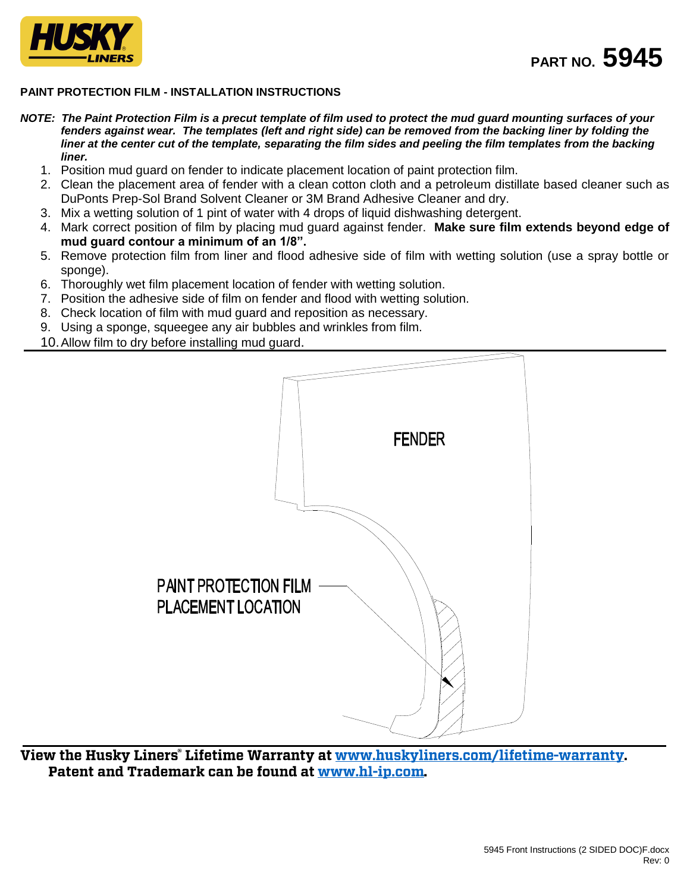HUSKY LINERS

PART NO. **5945**

**PAINT PROTECTION FILM - INSTALLATION INSTRUCTIONS**

***NOTE: The Paint Protection Film is a precut template of film used to protect the mud guard mounting surfaces of your fenders against wear. The templates (left and right side) can be removed from the backing liner by folding the liner at the center cut of the template, separating the film sides and peeling the film templates from the backing liner.***

1. Position mud guard on fender to indicate placement location of paint protection film.
2. Clean the placement area of fender with a clean cotton cloth and a petroleum distillate based cleaner such as DuPonts Prep-Sol Brand Solvent Cleaner or 3M Brand Adhesive Cleaner and dry.
3. Mix a wetting solution of 1 pint of water with 4 drops of liquid dishwashing detergent.
4. Mark correct position of film by placing mud guard against fender. **Make sure film extends beyond edge of mud guard contour a minimum of an 1/8".**
5. Remove protection film from liner and flood adhesive side of film with wetting solution (use a spray bottle or sponge).
6. Thoroughly wet film placement location of fender with wetting solution.
7. Position the adhesive side of film on fender and flood with wetting solution.
8. Check location of film with mud guard and reposition as necessary.
9. Using a sponge, squeegee any air bubbles and wrinkles from film.
10. Allow film to dry before installing mud guard.

FENDER

PAINT PROTECTION FILM PLACEMENT LOCATION

**View the Husky Liners® Lifetime Warranty at [www.huskyliners.com/lifetime-warranty](www.huskyliners.com/lifetime-warranty).**
**Patent and Trademark can be found at [www.hl-ip.com](www.hl-ip.com).**

5945 Front Instructions (2 SIDED DOC)F.docx
Rev: 0